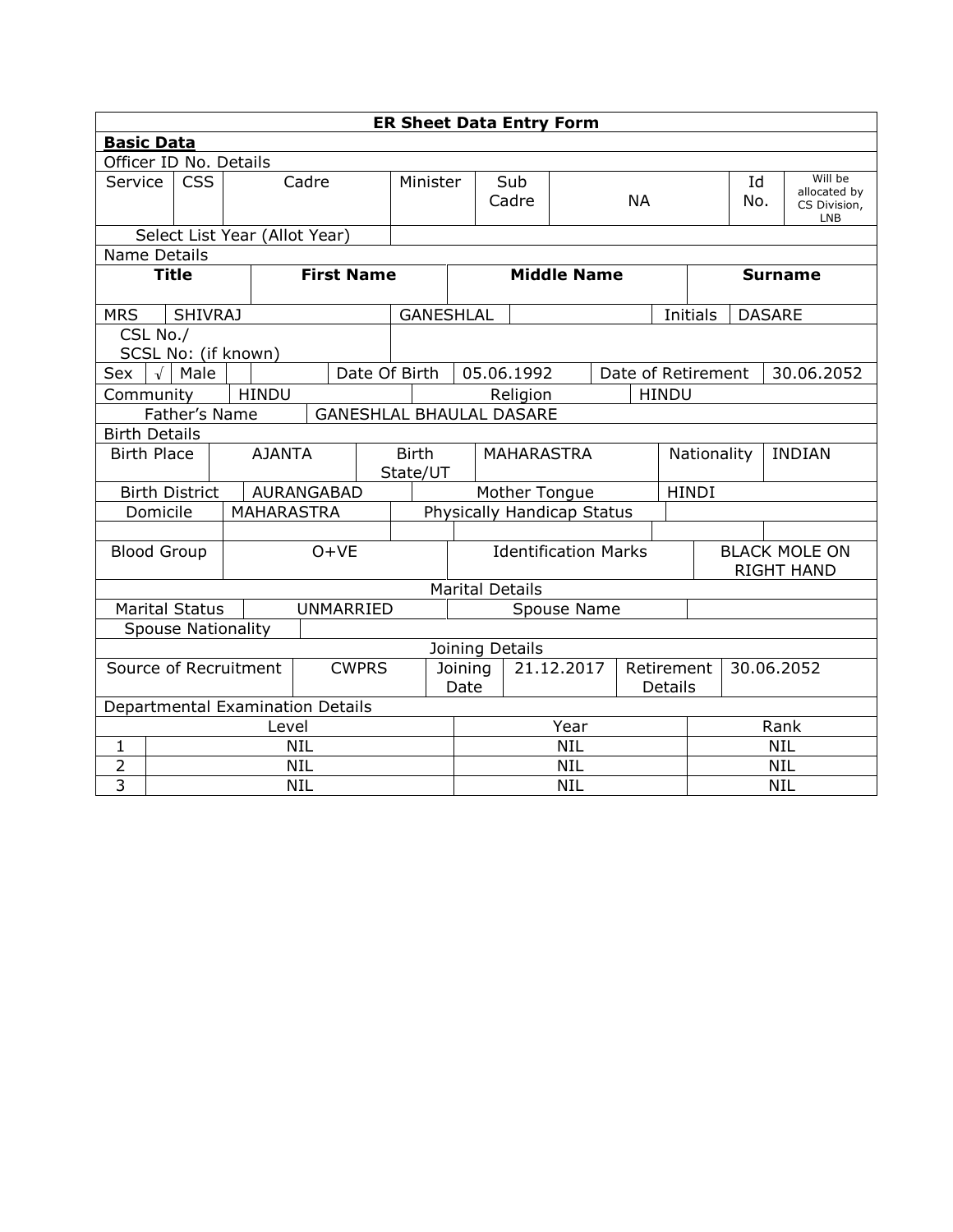| ER Sheet Data Entry Form | | | | | | | | |
|---|---|---|---|---|---|---|---|---|
| **Basic Data** | | | | | | | | |
| Officer ID No. Details | | | | | | | | |
| Service | CSS | Cadre | Minister | Sub Cadre | NA | Id No. | Will be allocated by CS Division, LNB | |
| Select List Year (Allot Year) | | | | | | | | |
| Name Details | | | | | | | | |
| **Title** | **First Name** | | **Middle Name** | | **Surname** | | | |
| MRS | SHIVRAJ | | GANESHLAL | | Initials | DASARE | | |
| CSL No./ SCSL No: (if known) | | | | | | | | |
| Sex | √ | Male | | Date Of Birth | 05.06.1992 | Date of Retirement | 30.06.2052 | |
| Community | HINDU | | Religion | HINDU | | | | |
| Father's Name | GANESHLAL BHAULAL DASARE | | | | | | | |
| Birth Details | | | | | | | | |
| Birth Place | AJANTA | Birth State/UT | MAHARASTRA | Nationality | INDIAN | | | |
| Birth District | AURANGABAD | | Mother Tongue | HINDI | | | | |
| Domicile | MAHARASTRA | | Physically Handicap Status | | | | | |
| | | | | | | | | |
| Blood Group | O+VE | | Identification Marks | BLACK MOLE ON RIGHT HAND | | | | |
| Marital Details | | | | | | | | |
| Marital Status | UNMARRIED | | Spouse Name | | | | | |
| Spouse Nationality | | | | | | | | |
| Joining Details | | | | | | | | |
| Source of Recruitment | CWPRS | Joining Date | 21.12.2017 | Retirement Details | 30.06.2052 | | | |
| Departmental Examination Details | | | | | | | | |

| | Level | Year | Rank |
|---|---|---|---|
| 1 | NIL | NIL | NIL |
| 2 | NIL | NIL | NIL |
| 3 | NIL | NIL | NIL |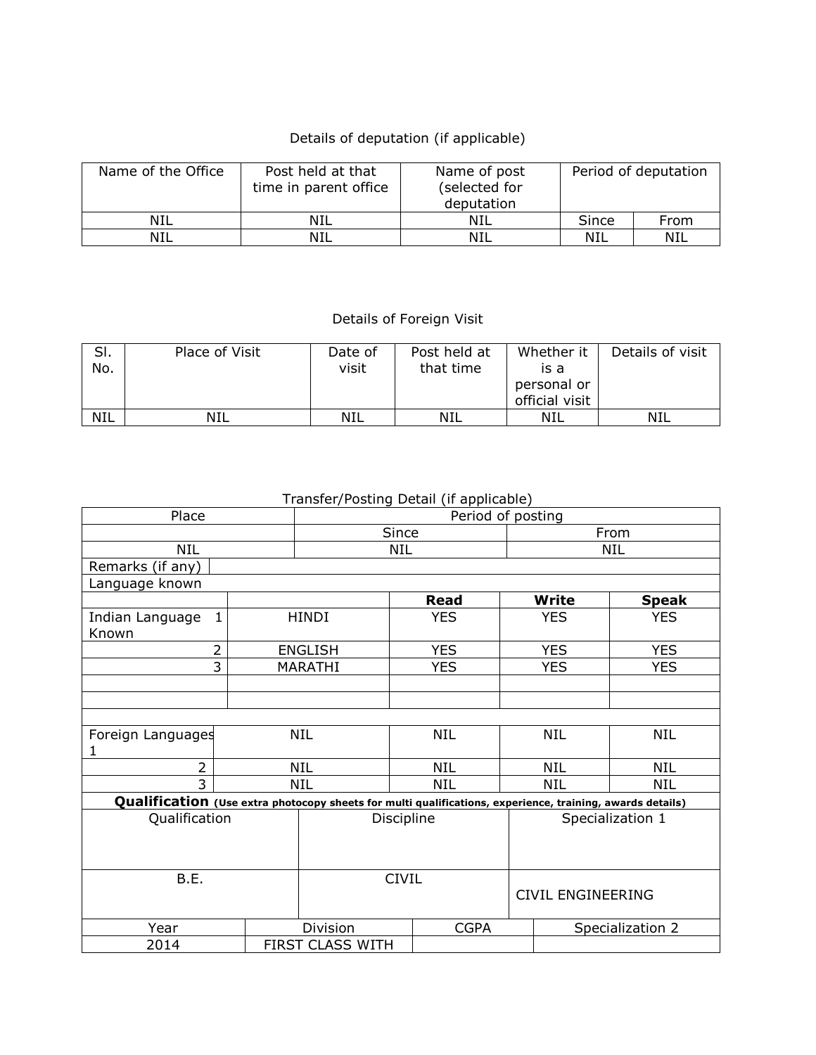Details of deputation (if applicable)

| Name of the Office | Post held at that time in parent office | Name of post (selected for deputation | Period of deputation | |
|---|---|---|---|---|
| NIL | NIL | NIL | Since | From |
| NIL | NIL | NIL | NIL | NIL |

Details of Foreign Visit

| Sl. No. | Place of Visit | Date of visit | Post held at that time | Whether it is a personal or official visit | Details of visit |
|---|---|---|---|---|---|
| NIL | NIL | NIL | NIL | NIL | NIL |

Transfer/Posting Detail (if applicable)

| Place | Period of posting | |
|---|---|---|
| | Since | From |
| NIL | NIL | NIL |

Remarks (if any)

Language known

| | | Read | Write | Speak |
|---|---|---|---|---|
| Indian Language Known 1 | HINDI | YES | YES | YES |
| 2 | ENGLISH | YES | YES | YES |
| 3 | MARATHI | YES | YES | YES |
| | | | | |
| | | | | |
| Foreign Languages 1 | NIL | NIL | NIL | NIL |
| 2 | NIL | NIL | NIL | NIL |
| 3 | NIL | NIL | NIL | NIL |

**Qualification** **(Use extra photocopy sheets for multi qualifications, experience, training, awards details)**

| Qualification | Discipline | Specialization 1 |
|---|---|---|
| B.E. | CIVIL | CIVIL ENGINEERING |

| Year | Division | CGPA | Specialization 2 |
|---|---|---|---|
| 2014 | FIRST CLASS WITH | | |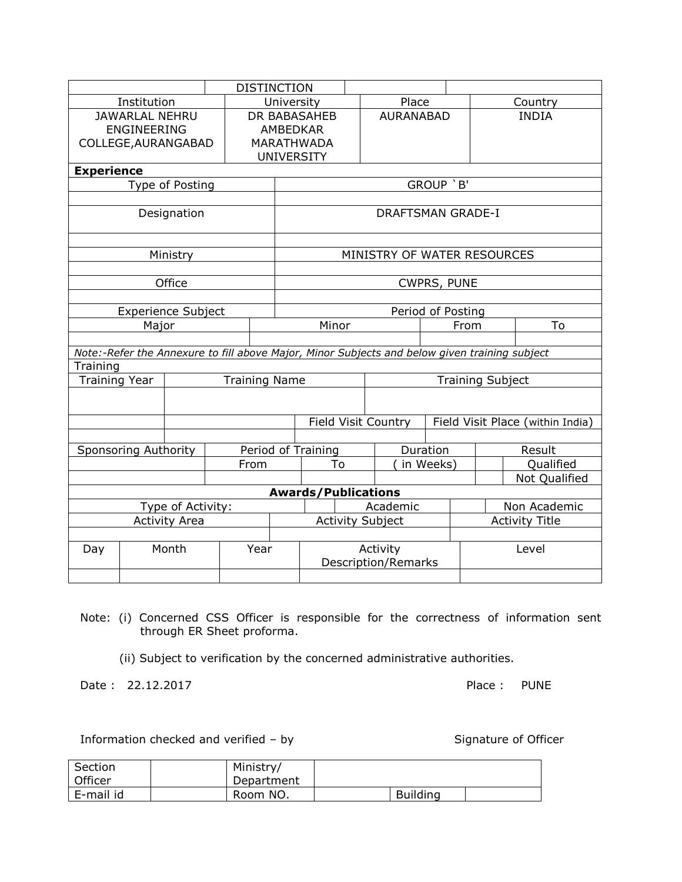| | DISTINCTION | | |
|---|---|---|---|
| Institution | University | Place | Country |
| JAWARLAL NEHRU ENGINEERING COLLEGE,AURANGABAD | DR BABASAHEB AMBEDKAR MARATHWADA UNIVERSITY | AURANABAD | INDIA |

**Experience**

| | |
|---|---|
| Type of Posting | GROUP `B' |
| | |
| Designation | DRAFTSMAN GRADE-I |
| | |
| Ministry | MINISTRY OF WATER RESOURCES |
| | |
| Office | CWPRS, PUNE |
| | |

| Experience Subject | | Period of Posting | |
|---|---|---|---|
| Major | Minor | From | To |
| | | | |

*Note:-Refer the Annexure to fill above Major, Minor Subjects and below given training subject*

Training

| Training Year | Training Name | | Training Subject |
|---|---|---|---|
| | | | |
| | | Field Visit Country | Field Visit Place (within India) |
| | | | |

| Sponsoring Authority | Period of Training | | Duration | Result | |
|---|---|---|---|---|---|
| | From | To | ( in Weeks) | | Qualified |
| | | | | | Not Qualified |

**Awards/Publications**

| Type of Activity: | | Academic | | Non Academic |
|---|---|---|---|---|
| Activity Area | Activity Subject | | Activity Title | |
| | | | | |

| Day | Month | Year | Activity Description/Remarks | Level |
|---|---|---|---|---|
| | | | | |

Note: (i) Concerned CSS Officer is responsible for the correctness of information sent through ER Sheet proforma.

(ii) Subject to verification by the concerned administrative authorities.

Date : 22.12.2017 Place : PUNE

Information checked and verified – by Signature of Officer

| Section Officer | | Ministry/ Department | | | |
|---|---|---|---|---|---|
| E-mail id | | Room NO. | | Building | |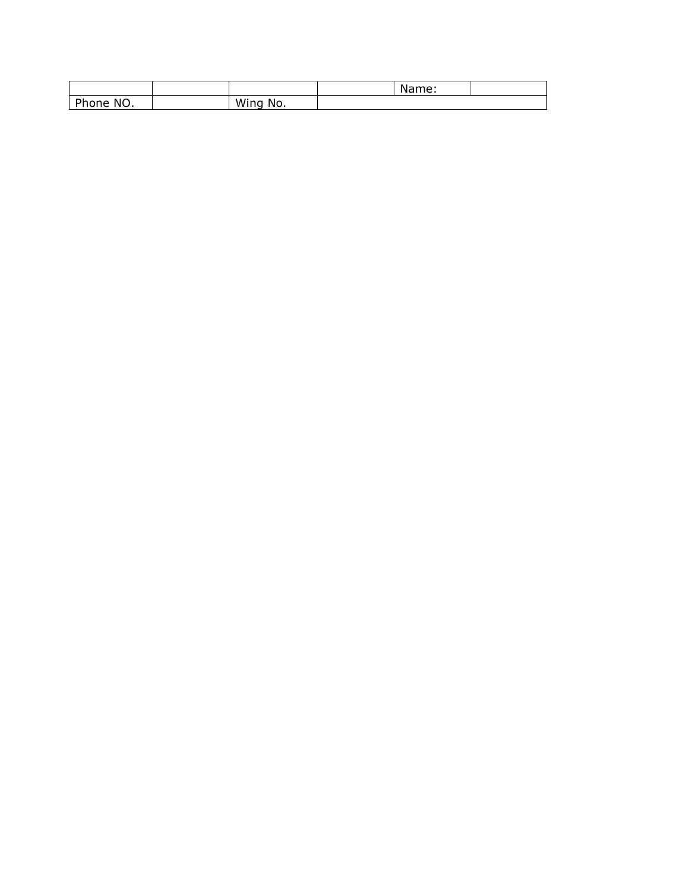| | | | | | |
|---|---|---|---|---|---|
| | | | | Name: | |
| Phone NO. | | Wing No. | | | |